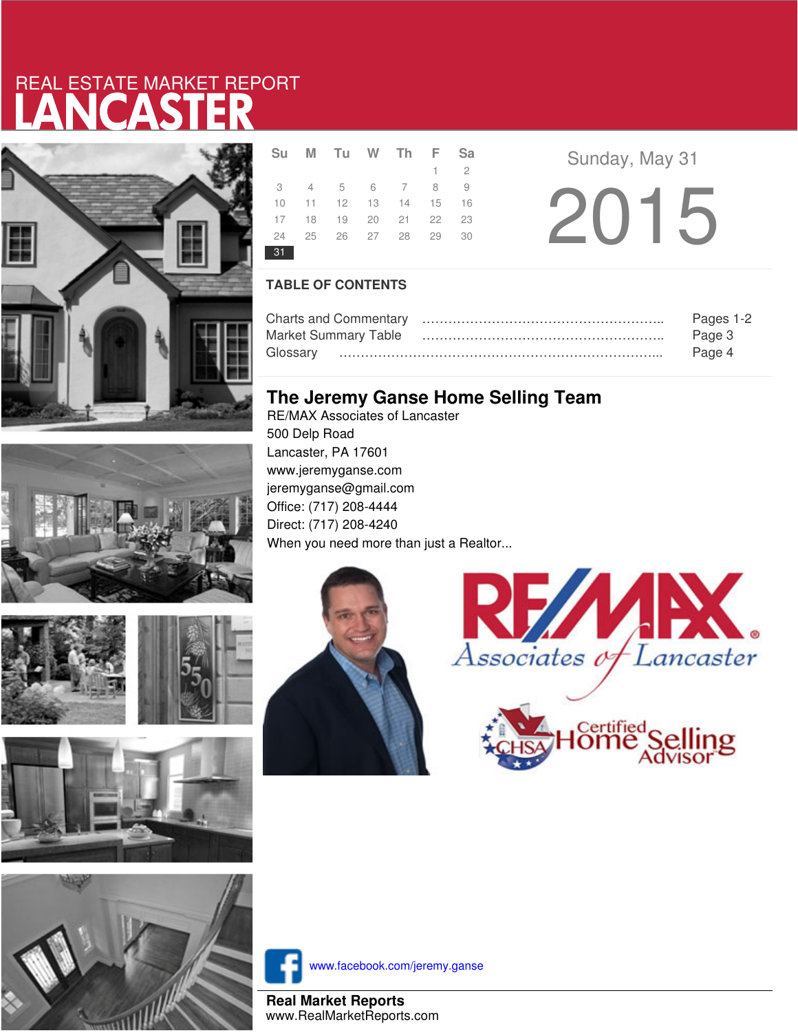# REAL ESTATE MARKET REPORT
# LANCASTER

| Su | M | Tu | W | Th | F | Sa |
|---|---|---|---|---|---|---|
| | | | | | 1 | 2 |
| 3 | 4 | 5 | 6 | 7 | 8 | 9 |
| 10 | 11 | 12 | 13 | 14 | 15 | 16 |
| 17 | 18 | 19 | 20 | 21 | 22 | 23 |
| 24 | 25 | 26 | 27 | 28 | 29 | 30 |
| **31** | | | | | | |

Sunday, May 31

# 2015

## TABLE OF CONTENTS

| | |
|---|---|
| Charts and Commentary | Pages 1-2 |
| Market Summary Table | Page 3 |
| Glossary | Page 4 |

## The Jeremy Ganse Home Selling Team

RE/MAX Associates of Lancaster
500 Delp Road
Lancaster, PA 17601
www.jeremyganse.com
jeremyganse@gmail.com
Office: (717) 208-4444
Direct: (717) 208-4240
When you need more than just a Realtor...

RE/MAX Associates of Lancaster

Certified Home Selling Advisor

www.facebook.com/jeremy.ganse

**Real Market Reports**
www.RealMarketReports.com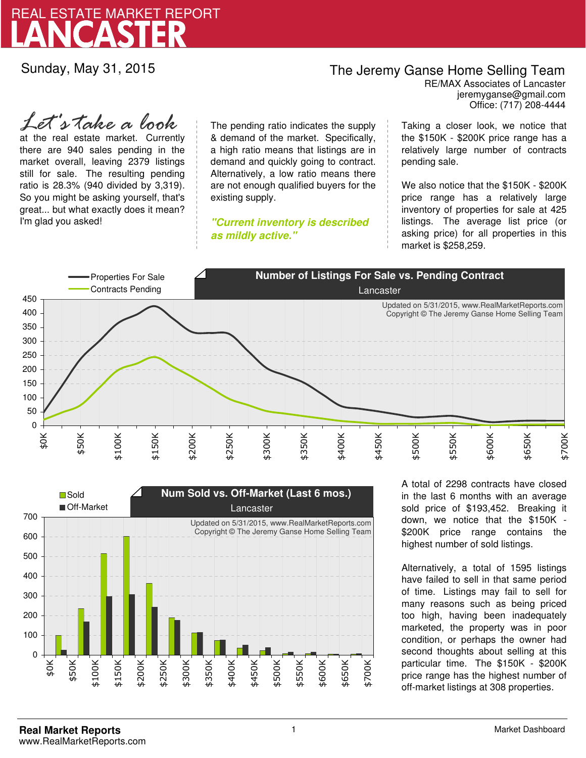# REAL ESTATE MARKET REPORT
# LANCASTER

Sunday, May 31, 2015

**The Jeremy Ganse Home Selling Team**
RE/MAX Associates of Lancaster
jeremyganse@gmail.com
Office: (717) 208-4444

*Let's take a look* at the real estate market. Currently there are 940 sales pending in the market overall, leaving 2379 listings still for sale. The resulting pending ratio is 28.3% (940 divided by 3,319). So you might be asking yourself, that's great... but what exactly does it mean? I'm glad you asked!

The pending ratio indicates the supply & demand of the market. Specifically, a high ratio means that listings are in demand and quickly going to contract. Alternatively, a low ratio means there are not enough qualified buyers for the existing supply.

***"Current inventory is described as mildly active."***

Taking a closer look, we notice that the \$150K - \$200K price range has a relatively large number of contracts pending sale.

We also notice that the \$150K - \$200K price range has a relatively large inventory of properties for sale at 425 listings. The average list price (or asking price) for all properties in this market is \$258,259.

A total of 2298 contracts have closed in the last 6 months with an average sold price of \$193,452. Breaking it down, we notice that the \$150K - \$200K price range contains the highest number of sold listings.

Alternatively, a total of 1595 listings have failed to sell in that same period of time. Listings may fail to sell for many reasons such as being priced too high, having been inadequately marketed, the property was in poor condition, or perhaps the owner had second thoughts about selling at this particular time. The \$150K - \$200K price range has the highest number of off-market listings at 308 properties.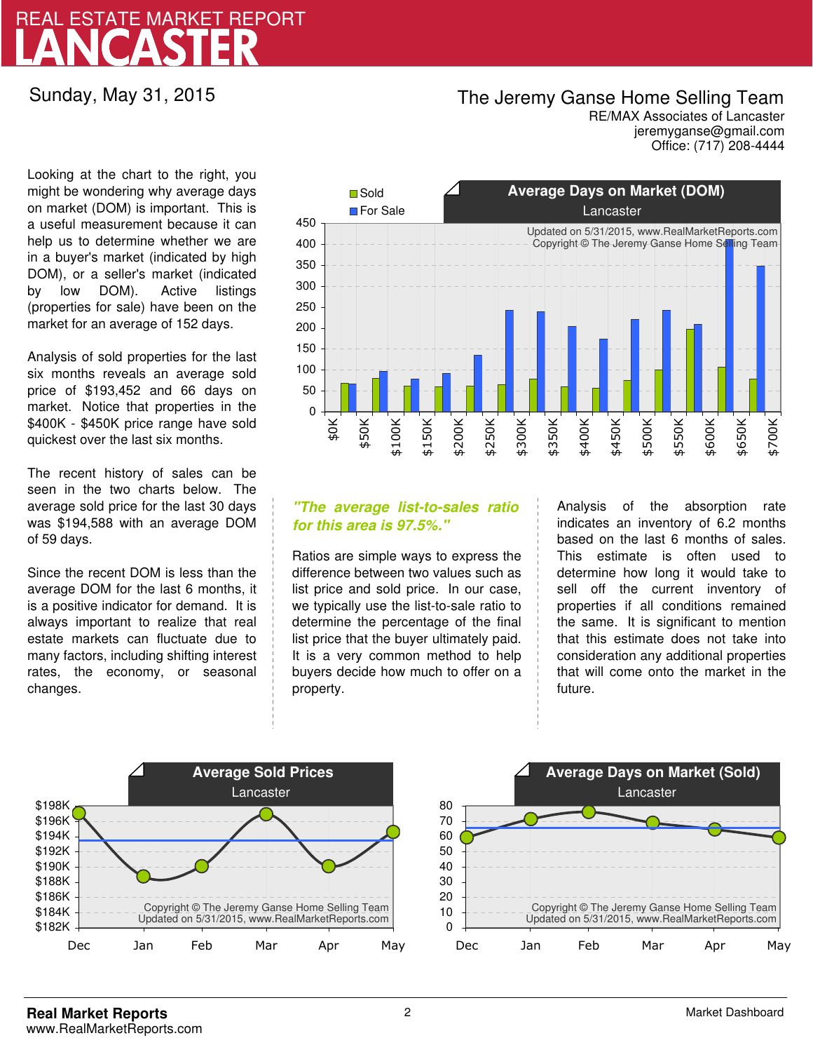# REAL ESTATE MARKET REPORT
# LANCASTER

Sunday, May 31, 2015

**The Jeremy Ganse Home Selling Team**
RE/MAX Associates of Lancaster
jeremyganse@gmail.com
Office: (717) 208-4444

Looking at the chart to the right, you might be wondering why average days on market (DOM) is important. This is a useful measurement because it can help us to determine whether we are in a buyer's market (indicated by high DOM), or a seller's market (indicated by low DOM). Active listings (properties for sale) have been on the market for an average of 152 days.

Analysis of sold properties for the last six months reveals an average sold price of $193,452 and 66 days on market. Notice that properties in the $400K - $450K price range have sold quickest over the last six months.

The recent history of sales can be seen in the two charts below. The average sold price for the last 30 days was $194,588 with an average DOM of 59 days.

Since the recent DOM is less than the average DOM for the last 6 months, it is a positive indicator for demand. It is always important to realize that real estate markets can fluctuate due to many factors, including shifting interest rates, the economy, or seasonal changes.

## Average Days on Market (DOM)
Lancaster

Updated on 5/31/2015, www.RealMarketReports.com
Copyright © The Jeremy Ganse Home Selling Team

*"The average list-to-sales ratio for this area is 97.5%."*

Ratios are simple ways to express the difference between two values such as list price and sold price. In our case, we typically use the list-to-sale ratio to determine the percentage of the final list price that the buyer ultimately paid. It is a very common method to help buyers decide how much to offer on a property.

Analysis of the absorption rate indicates an inventory of 6.2 months based on the last 6 months of sales. This estimate is often used to determine how long it would take to sell off the current inventory of properties if all conditions remained the same. It is significant to mention that this estimate does not take into consideration any additional properties that will come onto the market in the future.

## Average Sold Prices
Lancaster

Copyright © The Jeremy Ganse Home Selling Team
Updated on 5/31/2015, www.RealMarketReports.com

## Average Days on Market (Sold)
Lancaster

Copyright © The Jeremy Ganse Home Selling Team
Updated on 5/31/2015, www.RealMarketReports.com

**Real Market Reports**
www.RealMarketReports.com

Market Dashboard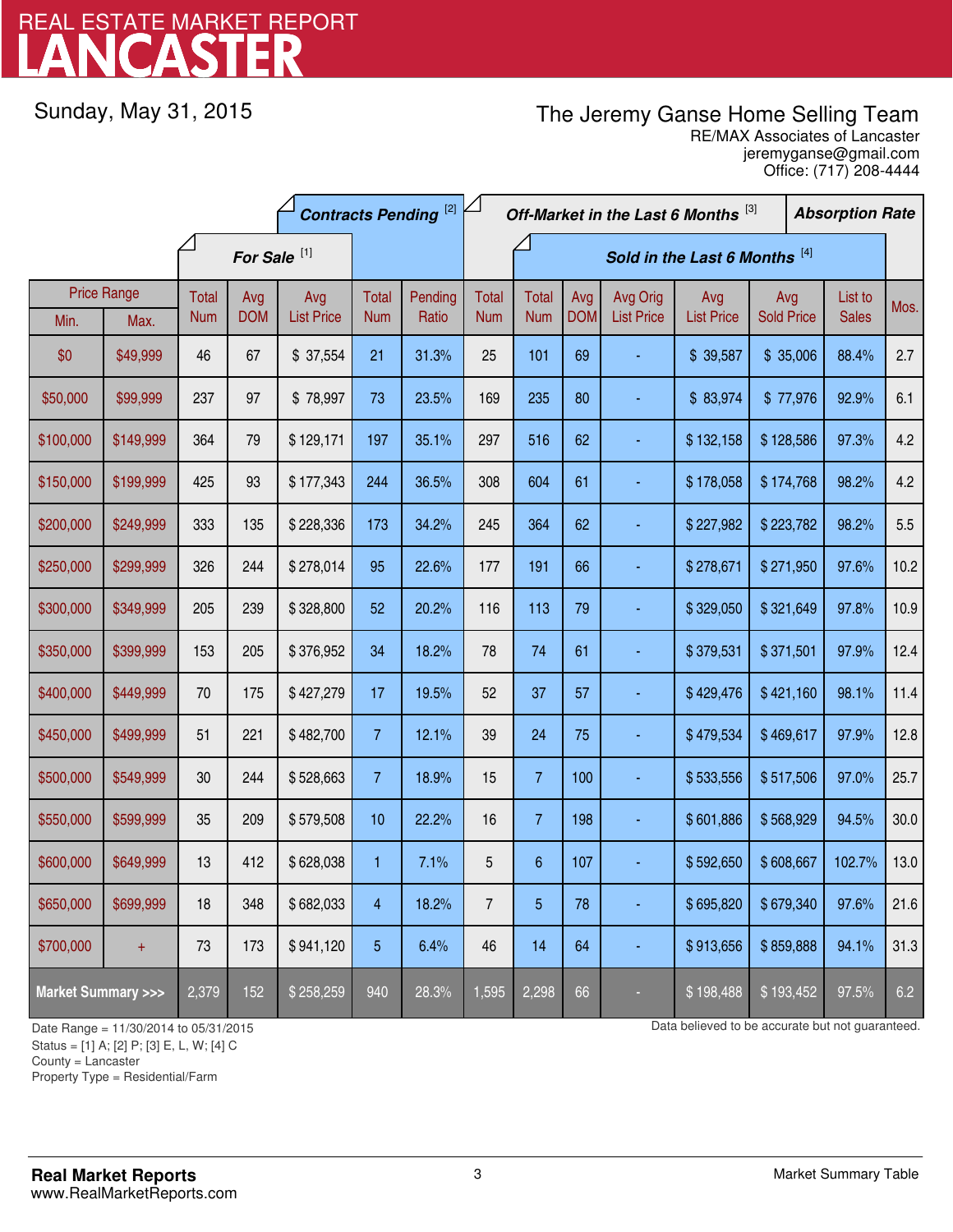# REAL ESTATE MARKET REPORT
# LANCASTER

Sunday, May 31, 2015

The Jeremy Ganse Home Selling Team
RE/MAX Associates of Lancaster
jeremyganse@gmail.com
Office: (717) 208-4444

| Price Range | | For Sale [1] | | | Contracts Pending [2] | | Off-Market in the Last 6 Months [3] | Sold in the Last 6 Months [4] | | | | | | Absorption Rate |
|---|---|---|---|---|---|---|---|---|---|---|---|---|---|---|
| Min. | Max. | Total Num | Avg DOM | Avg List Price | Total Num | Pending Ratio | Total Num | Total Num | Avg DOM | Avg Orig List Price | Avg List Price | Avg Sold Price | List to Sales | Mos. |
| $0 | $49,999 | 46 | 67 | $ 37,554 | 21 | 31.3% | 25 | 101 | 69 | - | $ 39,587 | $ 35,006 | 88.4% | 2.7 |
| $50,000 | $99,999 | 237 | 97 | $ 78,997 | 73 | 23.5% | 169 | 235 | 80 | - | $ 83,974 | $ 77,976 | 92.9% | 6.1 |
| $100,000 | $149,999 | 364 | 79 | $ 129,171 | 197 | 35.1% | 297 | 516 | 62 | - | $ 132,158 | $ 128,586 | 97.3% | 4.2 |
| $150,000 | $199,999 | 425 | 93 | $ 177,343 | 244 | 36.5% | 308 | 604 | 61 | - | $ 178,058 | $ 174,768 | 98.2% | 4.2 |
| $200,000 | $249,999 | 333 | 135 | $ 228,336 | 173 | 34.2% | 245 | 364 | 62 | - | $ 227,982 | $ 223,782 | 98.2% | 5.5 |
| $250,000 | $299,999 | 326 | 244 | $ 278,014 | 95 | 22.6% | 177 | 191 | 66 | - | $ 278,671 | $ 271,950 | 97.6% | 10.2 |
| $300,000 | $349,999 | 205 | 239 | $ 328,800 | 52 | 20.2% | 116 | 113 | 79 | - | $ 329,050 | $ 321,649 | 97.8% | 10.9 |
| $350,000 | $399,999 | 153 | 205 | $ 376,952 | 34 | 18.2% | 78 | 74 | 61 | - | $ 379,531 | $ 371,501 | 97.9% | 12.4 |
| $400,000 | $449,999 | 70 | 175 | $ 427,279 | 17 | 19.5% | 52 | 37 | 57 | - | $ 429,476 | $ 421,160 | 98.1% | 11.4 |
| $450,000 | $499,999 | 51 | 221 | $ 482,700 | 7 | 12.1% | 39 | 24 | 75 | - | $ 479,534 | $ 469,617 | 97.9% | 12.8 |
| $500,000 | $549,999 | 30 | 244 | $ 528,663 | 7 | 18.9% | 15 | 7 | 100 | - | $ 533,556 | $ 517,506 | 97.0% | 25.7 |
| $550,000 | $599,999 | 35 | 209 | $ 579,508 | 10 | 22.2% | 16 | 7 | 198 | - | $ 601,886 | $ 568,929 | 94.5% | 30.0 |
| $600,000 | $649,999 | 13 | 412 | $ 628,038 | 1 | 7.1% | 5 | 6 | 107 | - | $ 592,650 | $ 608,667 | 102.7% | 13.0 |
| $650,000 | $699,999 | 18 | 348 | $ 682,033 | 4 | 18.2% | 7 | 5 | 78 | - | $ 695,820 | $ 679,340 | 97.6% | 21.6 |
| $700,000 | + | 73 | 173 | $ 941,120 | 5 | 6.4% | 46 | 14 | 64 | - | $ 913,656 | $ 859,888 | 94.1% | 31.3 |
| Market Summary >>> | | 2,379 | 152 | $ 258,259 | 940 | 28.3% | 1,595 | 2,298 | 66 | - | $ 198,488 | $ 193,452 | 97.5% | 6.2 |

Date Range = 11/30/2014 to 05/31/2015
Status = [1] A; [2] P; [3] E, L, W; [4] C
County = Lancaster
Property Type = Residential/Farm

Data believed to be accurate but not guaranteed.

**Real Market Reports**
www.RealMarketReports.com

Market Summary Table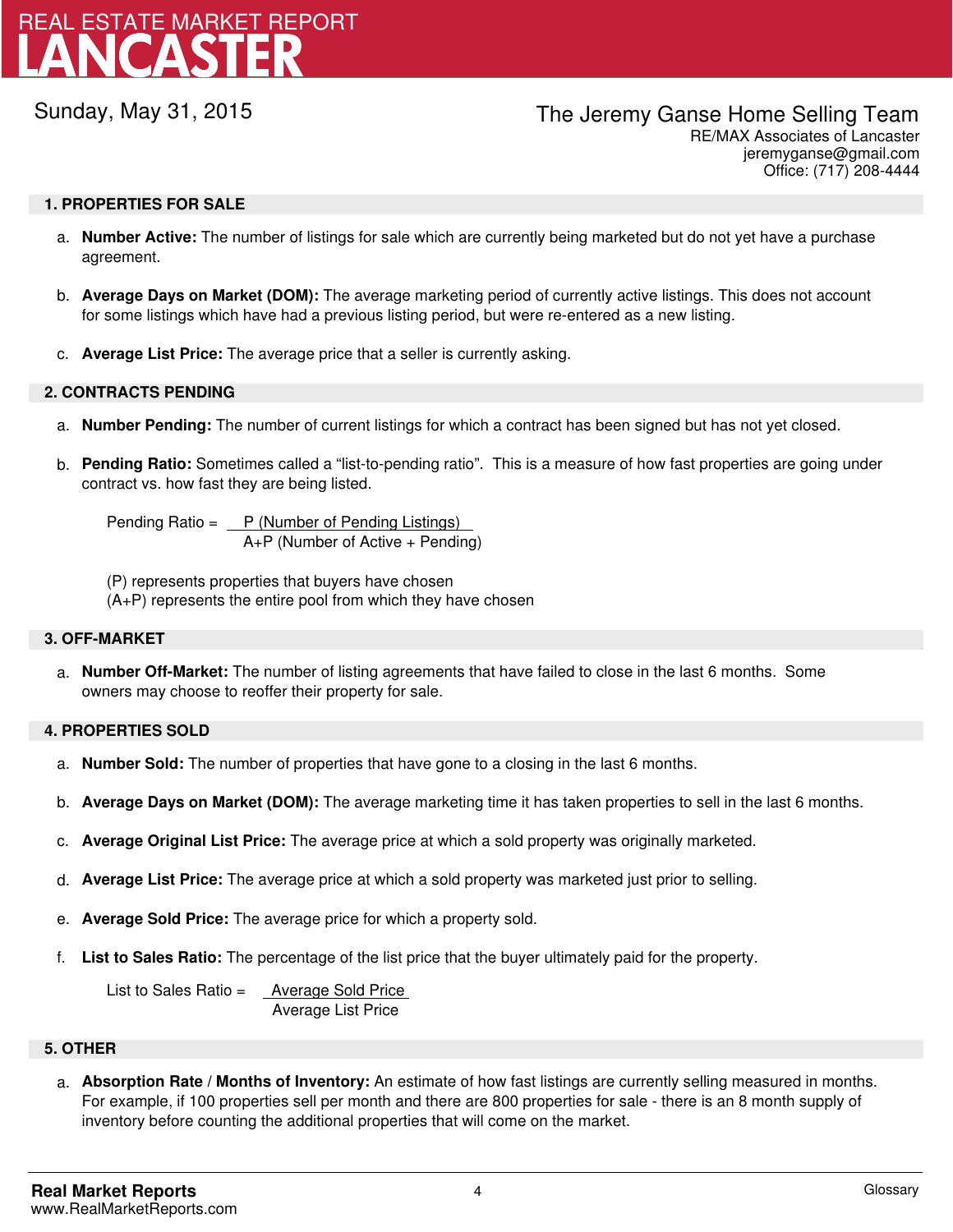# REAL ESTATE MARKET REPORT LANCASTER

Sunday, May 31, 2015

**The Jeremy Ganse Home Selling Team**
RE/MAX Associates of Lancaster
jeremyganse@gmail.com
Office: (717) 208-4444

## 1. PROPERTIES FOR SALE

a. **Number Active:** The number of listings for sale which are currently being marketed but do not yet have a purchase agreement.

b. **Average Days on Market (DOM):** The average marketing period of currently active listings. This does not account for some listings which have had a previous listing period, but were re-entered as a new listing.

c. **Average List Price:** The average price that a seller is currently asking.

## 2. CONTRACTS PENDING

a. **Number Pending:** The number of current listings for which a contract has been signed but has not yet closed.

b. **Pending Ratio:** Sometimes called a "list-to-pending ratio". This is a measure of how fast properties are going under contract vs. how fast they are being listed.

$$\text{Pending Ratio} = \frac{\text{P (Number of Pending Listings)}}{\text{A+P (Number of Active + Pending)}}$$

(P) represents properties that buyers have chosen
(A+P) represents the entire pool from which they have chosen

## 3. OFF-MARKET

a. **Number Off-Market:** The number of listing agreements that have failed to close in the last 6 months. Some owners may choose to reoffer their property for sale.

## 4. PROPERTIES SOLD

a. **Number Sold:** The number of properties that have gone to a closing in the last 6 months.

b. **Average Days on Market (DOM):** The average marketing time it has taken properties to sell in the last 6 months.

c. **Average Original List Price:** The average price at which a sold property was originally marketed.

d. **Average List Price:** The average price at which a sold property was marketed just prior to selling.

e. **Average Sold Price:** The average price for which a property sold.

f. **List to Sales Ratio:** The percentage of the list price that the buyer ultimately paid for the property.

$$\text{List to Sales Ratio} = \frac{\text{Average Sold Price}}{\text{Average List Price}}$$

## 5. OTHER

a. **Absorption Rate / Months of Inventory:** An estimate of how fast listings are currently selling measured in months. For example, if 100 properties sell per month and there are 800 properties for sale - there is an 8 month supply of inventory before counting the additional properties that will come on the market.